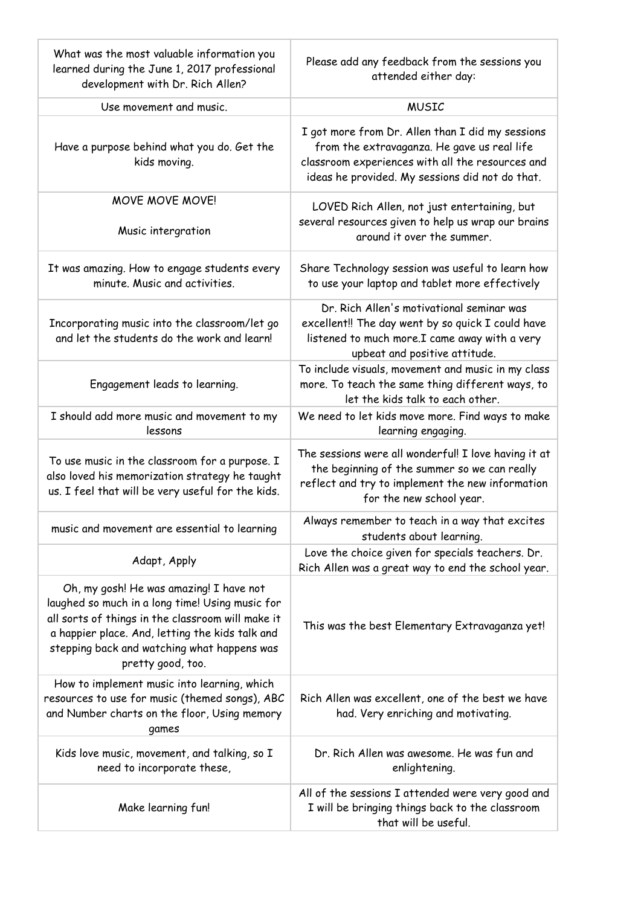| What was the most valuable information you learned during the June 1, 2017 professional development with Dr. Rich Allen? | Please add any feedback from the sessions you attended either day: |
|---|---|
| Use movement and music. | MUSIC |
| Have a purpose behind what you do. Get the kids moving. | I got more from Dr. Allen than I did my sessions from the extravaganza. He gave us real life classroom experiences with all the resources and ideas he provided. My sessions did not do that. |
| MOVE MOVE MOVE!<br><br>Music intergration | LOVED Rich Allen, not just entertaining, but several resources given to help us wrap our brains around it over the summer. |
| It was amazing. How to engage students every minute. Music and activities. | Share Technology session was useful to learn how to use your laptop and tablet more effectively |
| Incorporating music into the classroom/let go and let the students do the work and learn! | Dr. Rich Allen's motivational seminar was excellent!! The day went by so quick I could have listened to much more.I came away with a very upbeat and positive attitude. |
| Engagement leads to learning. | To include visuals, movement and music in my class more. To teach the same thing different ways, to let the kids talk to each other. |
| I should add more music and movement to my lessons | We need to let kids move more. Find ways to make learning engaging. |
| To use music in the classroom for a purpose. I also loved his memorization strategy he taught us. I feel that will be very useful for the kids. | The sessions were all wonderful! I love having it at the beginning of the summer so we can really reflect and try to implement the new information for the new school year. |
| music and movement are essential to learning | Always remember to teach in a way that excites students about learning. |
| Adapt, Apply | Love the choice given for specials teachers. Dr. Rich Allen was a great way to end the school year. |
| Oh, my gosh! He was amazing! I have not laughed so much in a long time! Using music for all sorts of things in the classroom will make it a happier place. And, letting the kids talk and stepping back and watching what happens was pretty good, too. | This was the best Elementary Extravaganza yet! |
| How to implement music into learning, which resources to use for music (themed songs), ABC and Number charts on the floor, Using memory games | Rich Allen was excellent, one of the best we have had. Very enriching and motivating. |
| Kids love music, movement, and talking, so I need to incorporate these, | Dr. Rich Allen was awesome. He was fun and enlightening. |
| Make learning fun! | All of the sessions I attended were very good and I will be bringing things back to the classroom that will be useful. |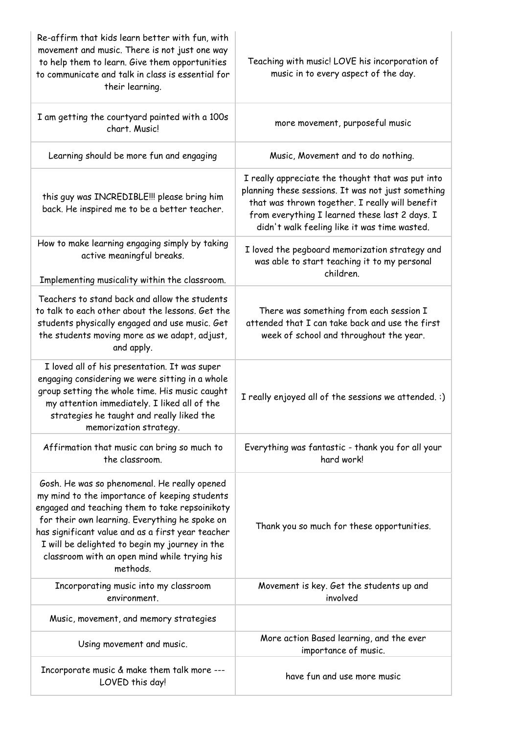| | |
|---|---|
| Re-affirm that kids learn better with fun, with movement and music. There is not just one way to help them to learn. Give them opportunities to communicate and talk in class is essential for their learning. | Teaching with music! LOVE his incorporation of music in to every aspect of the day. |
| I am getting the courtyard painted with a 100s chart. Music! | more movement, purposeful music |
| Learning should be more fun and engaging | Music, Movement and to do nothing. |
| this guy was INCREDIBLE!!! please bring him back. He inspired me to be a better teacher. | I really appreciate the thought that was put into planning these sessions. It was not just something that was thrown together. I really will benefit from everything I learned these last 2 days. I didn't walk feeling like it was time wasted. |
| How to make learning engaging simply by taking active meaningful breaks.<br><br>Implementing musicality within the classroom. | I loved the pegboard memorization strategy and was able to start teaching it to my personal children. |
| Teachers to stand back and allow the students to talk to each other about the lessons. Get the students physically engaged and use music. Get the students moving more as we adapt, adjust, and apply. | There was something from each session I attended that I can take back and use the first week of school and throughout the year. |
| I loved all of his presentation. It was super engaging considering we were sitting in a whole group setting the whole time. His music caught my attention immediately. I liked all of the strategies he taught and really liked the memorization strategy. | I really enjoyed all of the sessions we attended. :) |
| Affirmation that music can bring so much to the classroom. | Everything was fantastic - thank you for all your hard work! |
| Gosh. He was so phenomenal. He really opened my mind to the importance of keeping students engaged and teaching them to take repsoinikoty for their own learning. Everything he spoke on has significant value and as a first year teacher I will be delighted to begin my journey in the classroom with an open mind while trying his methods. | Thank you so much for these opportunities. |
| Incorporating music into my classroom environment. | Movement is key. Get the students up and involved |
| Music, movement, and memory strategies | |
| Using movement and music. | More action Based learning, and the ever importance of music. |
| Incorporate music & make them talk more --- LOVED this day! | have fun and use more music |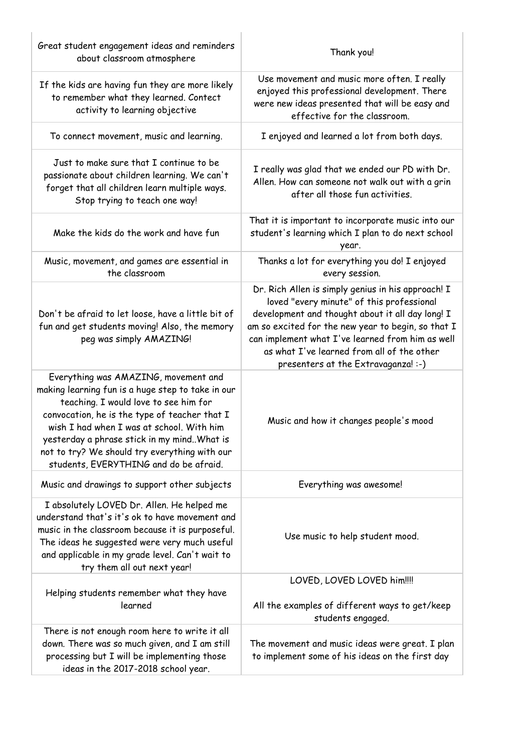| | |
|---|---|
| Great student engagement ideas and reminders about classroom atmosphere | Thank you! |
| If the kids are having fun they are more likely to remember what they learned. Contect activity to learning objective | Use movement and music more often. I really enjoyed this professional development. There were new ideas presented that will be easy and effective for the classroom. |
| To connect movement, music and learning. | I enjoyed and learned a lot from both days. |
| Just to make sure that I continue to be passionate about children learning. We can't forget that all children learn multiple ways. Stop trying to teach one way! | I really was glad that we ended our PD with Dr. Allen. How can someone not walk out with a grin after all those fun activities. |
| Make the kids do the work and have fun | That it is important to incorporate music into our student's learning which I plan to do next school year. |
| Music, movement, and games are essential in the classroom | Thanks a lot for everything you do! I enjoyed every session. |
| Don't be afraid to let loose, have a little bit of fun and get students moving! Also, the memory peg was simply AMAZING! | Dr. Rich Allen is simply genius in his approach! I loved "every minute" of this professional development and thought about it all day long! I am so excited for the new year to begin, so that I can implement what I've learned from him as well as what I've learned from all of the other presenters at the Extravaganza! :-) |
| Everything was AMAZING, movement and making learning fun is a huge step to take in our teaching. I would love to see him for convocation, he is the type of teacher that I wish I had when I was at school. With him yesterday a phrase stick in my mind..What is not to try? We should try everything with our students, EVERYTHING and do be afraid. | Music and how it changes people's mood |
| Music and drawings to support other subjects | Everything was awesome! |
| I absolutely LOVED Dr. Allen. He helped me understand that's it's ok to have movement and music in the classroom because it is purposeful. The ideas he suggested were very much useful and applicable in my grade level. Can't wait to try them all out next year! | Use music to help student mood. |
| Helping students remember what they have learned | LOVED, LOVED LOVED him!!!! All the examples of different ways to get/keep students engaged. |
| There is not enough room here to write it all down. There was so much given, and I am still processing but I will be implementing those ideas in the 2017-2018 school year. | The movement and music ideas were great. I plan to implement some of his ideas on the first day |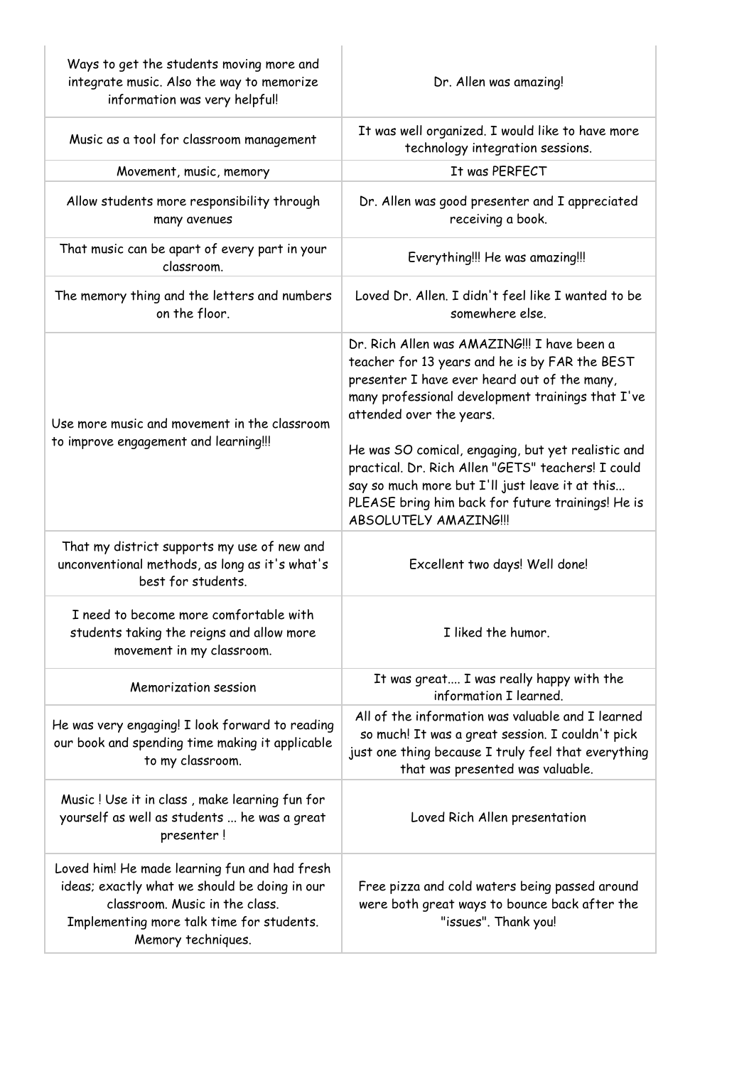| | |
|---|---|
| Ways to get the students moving more and integrate music. Also the way to memorize information was very helpful! | Dr. Allen was amazing! |
| Music as a tool for classroom management | It was well organized. I would like to have more technology integration sessions. |
| Movement, music, memory | It was PERFECT |
| Allow students more responsibility through many avenues | Dr. Allen was good presenter and I appreciated receiving a book. |
| That music can be apart of every part in your classroom. | Everything!!! He was amazing!!! |
| The memory thing and the letters and numbers on the floor. | Loved Dr. Allen. I didn't feel like I wanted to be somewhere else. |
| Use more music and movement in the classroom to improve engagement and learning!!! | Dr. Rich Allen was AMAZING!!! I have been a teacher for 13 years and he is by FAR the BEST presenter I have ever heard out of the many, many professional development trainings that I've attended over the years.<br><br>He was SO comical, engaging, but yet realistic and practical. Dr. Rich Allen "GETS" teachers! I could say so much more but I'll just leave it at this... PLEASE bring him back for future trainings! He is ABSOLUTELY AMAZING!!! |
| That my district supports my use of new and unconventional methods, as long as it's what's best for students. | Excellent two days! Well done! |
| I need to become more comfortable with students taking the reigns and allow more movement in my classroom. | I liked the humor. |
| Memorization session | It was great.... I was really happy with the information I learned. |
| He was very engaging! I look forward to reading our book and spending time making it applicable to my classroom. | All of the information was valuable and I learned so much! It was a great session. I couldn't pick just one thing because I truly feel that everything that was presented was valuable. |
| Music ! Use it in class , make learning fun for yourself as well as students ... he was a great presenter ! | Loved Rich Allen presentation |
| Loved him! He made learning fun and had fresh ideas; exactly what we should be doing in our classroom. Music in the class.<br>Implementing more talk time for students.<br>Memory techniques. | Free pizza and cold waters being passed around were both great ways to bounce back after the "issues". Thank you! |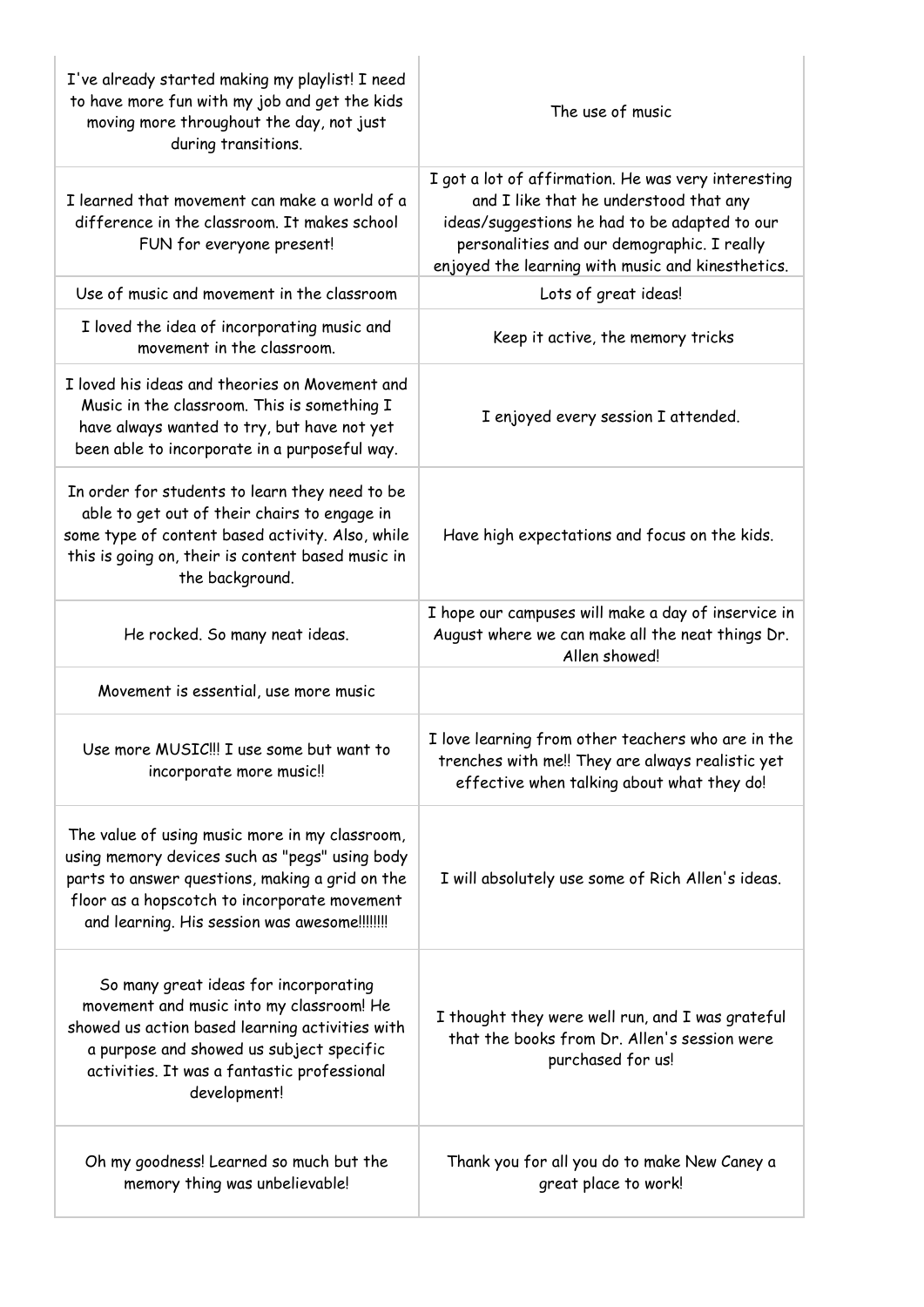| | |
|---|---|
| I've already started making my playlist! I need to have more fun with my job and get the kids moving more throughout the day, not just during transitions. | The use of music |
| I learned that movement can make a world of a difference in the classroom. It makes school FUN for everyone present! | I got a lot of affirmation. He was very interesting and I like that he understood that any ideas/suggestions he had to be adapted to our personalities and our demographic. I really enjoyed the learning with music and kinesthetics. |
| Use of music and movement in the classroom | Lots of great ideas! |
| I loved the idea of incorporating music and movement in the classroom. | Keep it active, the memory tricks |
| I loved his ideas and theories on Movement and Music in the classroom. This is something I have always wanted to try, but have not yet been able to incorporate in a purposeful way. | I enjoyed every session I attended. |
| In order for students to learn they need to be able to get out of their chairs to engage in some type of content based activity. Also, while this is going on, their is content based music in the background. | Have high expectations and focus on the kids. |
| He rocked. So many neat ideas. | I hope our campuses will make a day of inservice in August where we can make all the neat things Dr. Allen showed! |
| Movement is essential, use more music | |
| Use more MUSIC!!! I use some but want to incorporate more music!! | I love learning from other teachers who are in the trenches with me!! They are always realistic yet effective when talking about what they do! |
| The value of using music more in my classroom, using memory devices such as "pegs" using body parts to answer questions, making a grid on the floor as a hopscotch to incorporate movement and learning. His session was awesome!!!!!!!! | I will absolutely use some of Rich Allen's ideas. |
| So many great ideas for incorporating movement and music into my classroom! He showed us action based learning activities with a purpose and showed us subject specific activities. It was a fantastic professional development! | I thought they were well run, and I was grateful that the books from Dr. Allen's session were purchased for us! |
| Oh my goodness! Learned so much but the memory thing was unbelievable! | Thank you for all you do to make New Caney a great place to work! |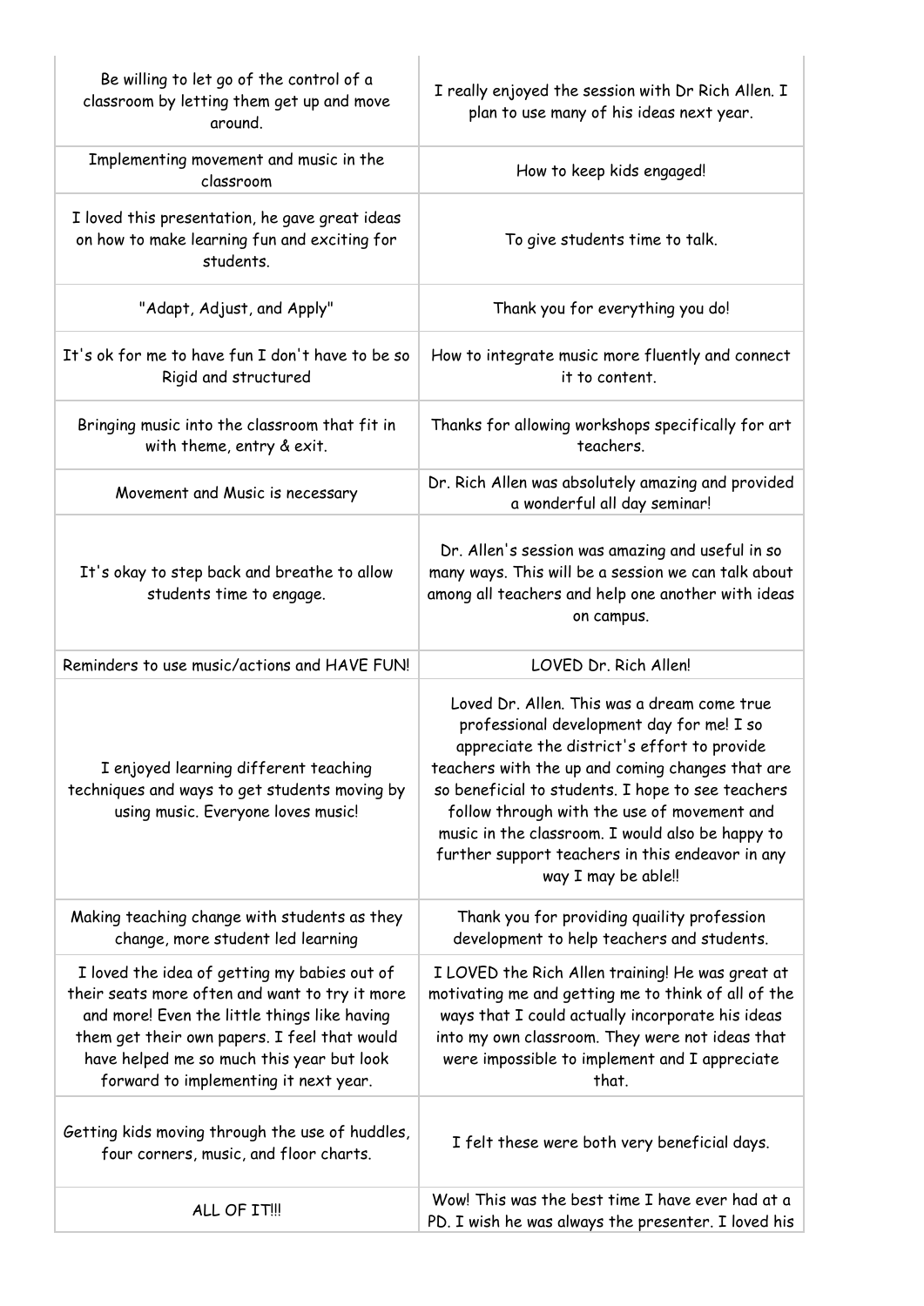| | |
|---|---|
| Be willing to let go of the control of a classroom by letting them get up and move around. | I really enjoyed the session with Dr Rich Allen. I plan to use many of his ideas next year. |
| Implementing movement and music in the classroom | How to keep kids engaged! |
| I loved this presentation, he gave great ideas on how to make learning fun and exciting for students. | To give students time to talk. |
| "Adapt, Adjust, and Apply" | Thank you for everything you do! |
| It's ok for me to have fun I don't have to be so Rigid and structured | How to integrate music more fluently and connect it to content. |
| Bringing music into the classroom that fit in with theme, entry & exit. | Thanks for allowing workshops specifically for art teachers. |
| Movement and Music is necessary | Dr. Rich Allen was absolutely amazing and provided a wonderful all day seminar! |
| It's okay to step back and breathe to allow students time to engage. | Dr. Allen's session was amazing and useful in so many ways. This will be a session we can talk about among all teachers and help one another with ideas on campus. |
| Reminders to use music/actions and HAVE FUN! | LOVED Dr. Rich Allen! |
| I enjoyed learning different teaching techniques and ways to get students moving by using music. Everyone loves music! | Loved Dr. Allen. This was a dream come true professional development day for me! I so appreciate the district's effort to provide teachers with the up and coming changes that are so beneficial to students. I hope to see teachers follow through with the use of movement and music in the classroom. I would also be happy to further support teachers in this endeavor in any way I may be able!! |
| Making teaching change with students as they change, more student led learning | Thank you for providing quaility profession development to help teachers and students. |
| I loved the idea of getting my babies out of their seats more often and want to try it more and more! Even the little things like having them get their own papers. I feel that would have helped me so much this year but look forward to implementing it next year. | I LOVED the Rich Allen training! He was great at motivating me and getting me to think of all of the ways that I could actually incorporate his ideas into my own classroom. They were not ideas that were impossible to implement and I appreciate that. |
| Getting kids moving through the use of huddles, four corners, music, and floor charts. | I felt these were both very beneficial days. |
| ALL OF IT!!! | Wow! This was the best time I have ever had at a PD. I wish he was always the presenter. I loved his |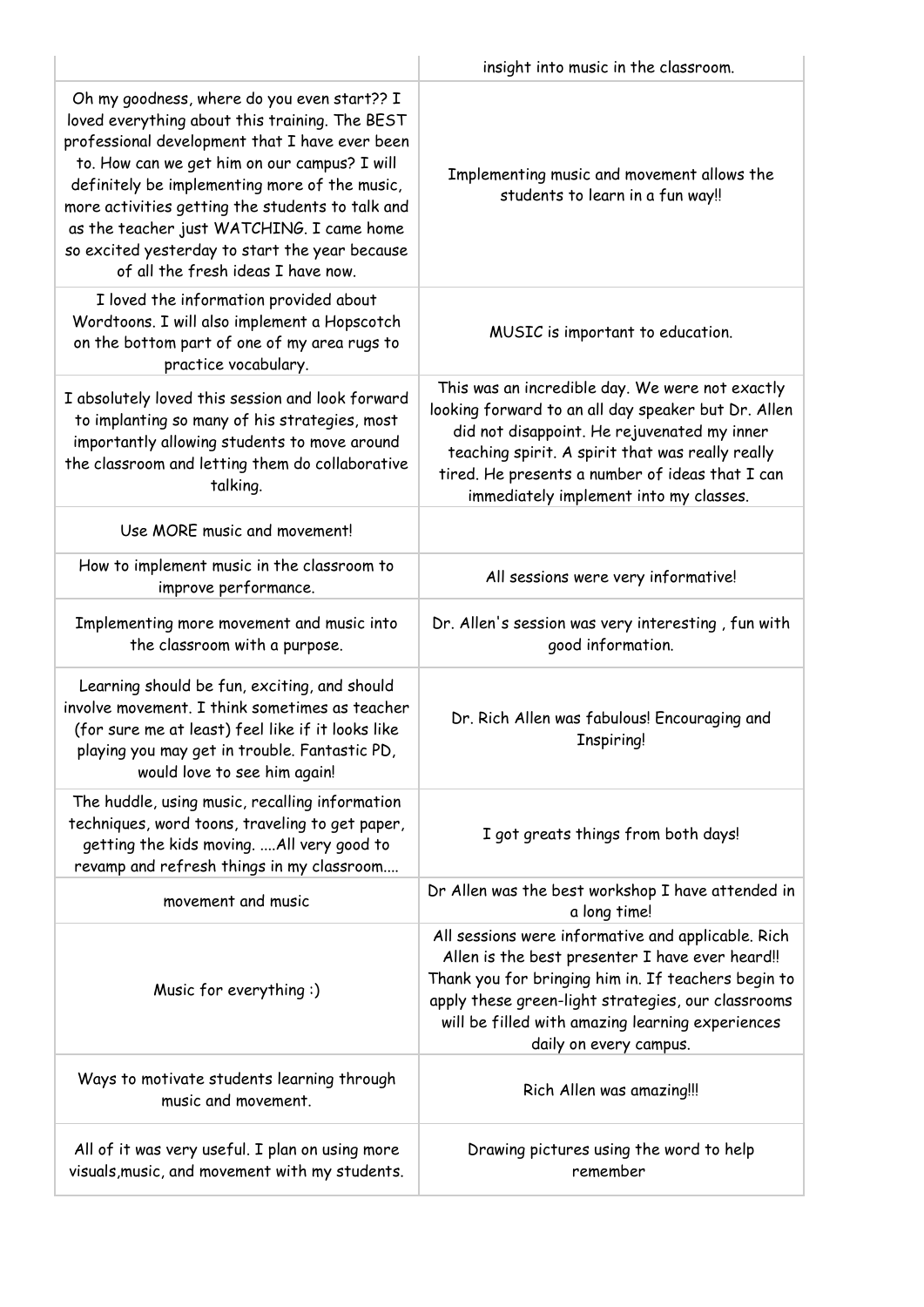| | |
|---|---|
| | insight into music in the classroom. |
| Oh my goodness, where do you even start?? I loved everything about this training. The BEST professional development that I have ever been to. How can we get him on our campus? I will definitely be implementing more of the music, more activities getting the students to talk and as the teacher just WATCHING. I came home so excited yesterday to start the year because of all the fresh ideas I have now. | Implementing music and movement allows the students to learn in a fun way!! |
| I loved the information provided about Wordtoons. I will also implement a Hopscotch on the bottom part of one of my area rugs to practice vocabulary. | MUSIC is important to education. |
| I absolutely loved this session and look forward to implanting so many of his strategies, most importantly allowing students to move around the classroom and letting them do collaborative talking. | This was an incredible day. We were not exactly looking forward to an all day speaker but Dr. Allen did not disappoint. He rejuvenated my inner teaching spirit. A spirit that was really really tired. He presents a number of ideas that I can immediately implement into my classes. |
| Use MORE music and movement! | |
| How to implement music in the classroom to improve performance. | All sessions were very informative! |
| Implementing more movement and music into the classroom with a purpose. | Dr. Allen's session was very interesting , fun with good information. |
| Learning should be fun, exciting, and should involve movement. I think sometimes as teacher (for sure me at least) feel like if it looks like playing you may get in trouble. Fantastic PD, would love to see him again! | Dr. Rich Allen was fabulous! Encouraging and Inspiring! |
| The huddle, using music, recalling information techniques, word toons, traveling to get paper, getting the kids moving. ....All very good to revamp and refresh things in my classroom.... | I got greats things from both days! |
| movement and music | Dr Allen was the best workshop I have attended in a long time! |
| Music for everything :) | All sessions were informative and applicable. Rich Allen is the best presenter I have ever heard!! Thank you for bringing him in. If teachers begin to apply these green-light strategies, our classrooms will be filled with amazing learning experiences daily on every campus. |
| Ways to motivate students learning through music and movement. | Rich Allen was amazing!!! |
| All of it was very useful. I plan on using more visuals,music, and movement with my students. | Drawing pictures using the word to help remember |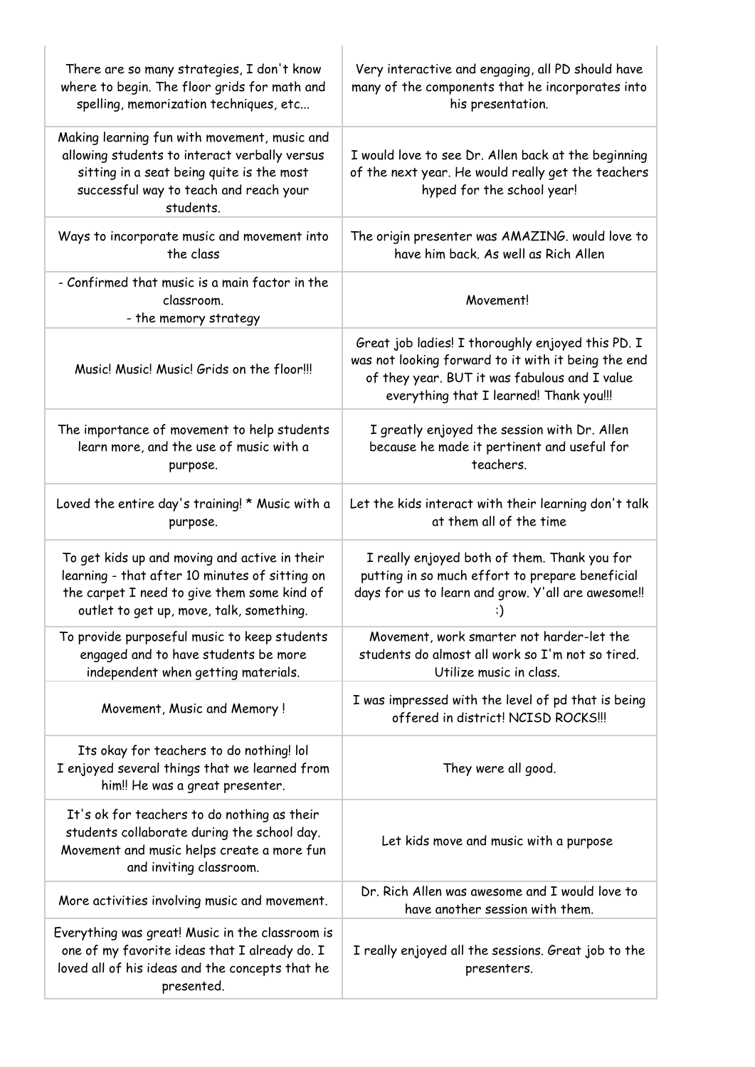| | |
|---|---|
| There are so many strategies, I don't know where to begin. The floor grids for math and spelling, memorization techniques, etc... | Very interactive and engaging, all PD should have many of the components that he incorporates into his presentation. |
| Making learning fun with movement, music and allowing students to interact verbally versus sitting in a seat being quite is the most successful way to teach and reach your students. | I would love to see Dr. Allen back at the beginning of the next year. He would really get the teachers hyped for the school year! |
| Ways to incorporate music and movement into the class | The origin presenter was AMAZING. would love to have him back. As well as Rich Allen |
| - Confirmed that music is a main factor in the classroom.<br>- the memory strategy | Movement! |
| Music! Music! Music! Grids on the floor!!! | Great job ladies! I thoroughly enjoyed this PD. I was not looking forward to it with it being the end of they year. BUT it was fabulous and I value everything that I learned! Thank you!!! |
| The importance of movement to help students learn more, and the use of music with a purpose. | I greatly enjoyed the session with Dr. Allen because he made it pertinent and useful for teachers. |
| Loved the entire day's training! * Music with a purpose. | Let the kids interact with their learning don't talk at them all of the time |
| To get kids up and moving and active in their learning - that after 10 minutes of sitting on the carpet I need to give them some kind of outlet to get up, move, talk, something. | I really enjoyed both of them. Thank you for putting in so much effort to prepare beneficial days for us to learn and grow. Y'all are awesome!! :) |
| To provide purposeful music to keep students engaged and to have students be more independent when getting materials. | Movement, work smarter not harder-let the students do almost all work so I'm not so tired. Utilize music in class. |
| Movement, Music and Memory ! | I was impressed with the level of pd that is being offered in district! NCISD ROCKS!!! |
| Its okay for teachers to do nothing! lol<br>I enjoyed several things that we learned from him!! He was a great presenter. | They were all good. |
| It's ok for teachers to do nothing as their students collaborate during the school day. Movement and music helps create a more fun and inviting classroom. | Let kids move and music with a purpose |
| More activities involving music and movement. | Dr. Rich Allen was awesome and I would love to have another session with them. |
| Everything was great! Music in the classroom is one of my favorite ideas that I already do. I loved all of his ideas and the concepts that he presented. | I really enjoyed all the sessions. Great job to the presenters. |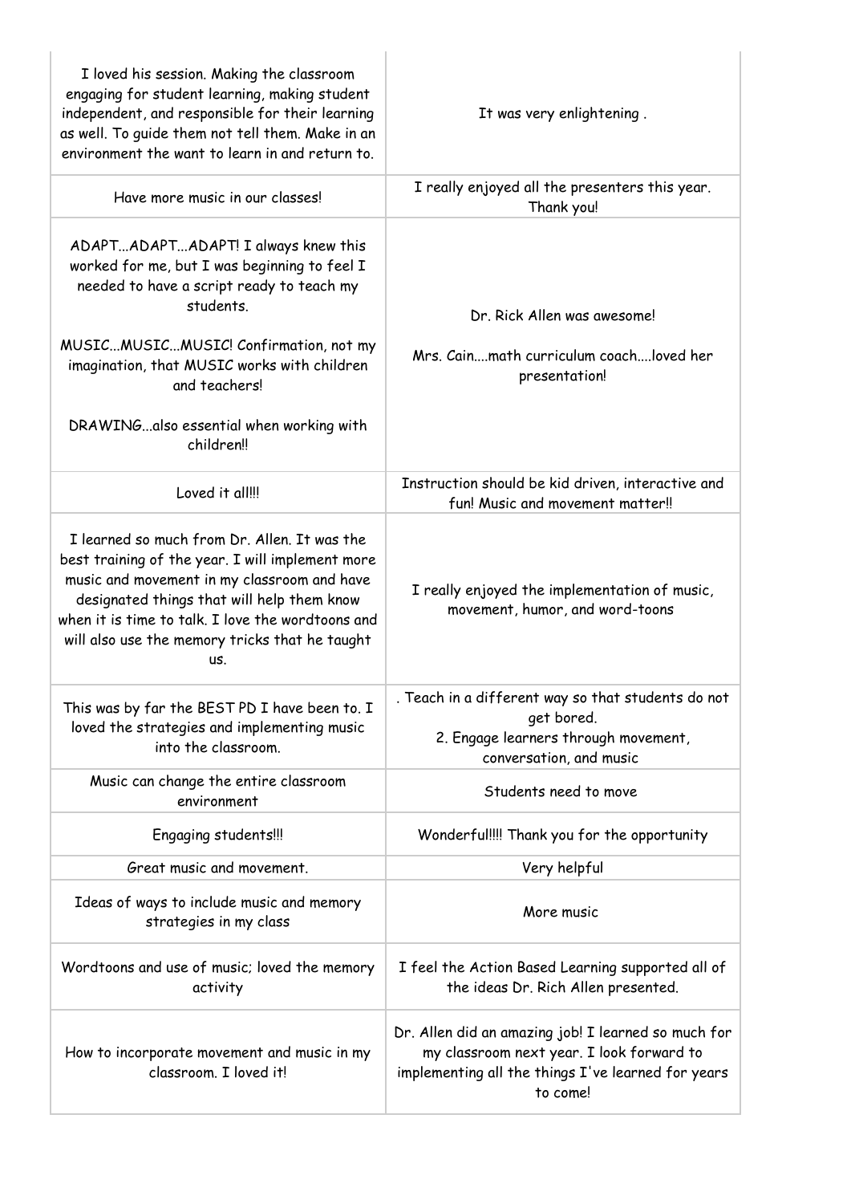| | |
|---|---|
| I loved his session. Making the classroom engaging for student learning, making student independent, and responsible for their learning as well. To guide them not tell them. Make in an environment the want to learn in and return to. | It was very enlightening . |
| Have more music in our classes! | I really enjoyed all the presenters this year. Thank you! |
| ADAPT...ADAPT...ADAPT! I always knew this worked for me, but I was beginning to feel I needed to have a script ready to teach my students.<br><br>MUSIC...MUSIC...MUSIC! Confirmation, not my imagination, that MUSIC works with children and teachers!<br><br>DRAWING...also essential when working with children!! | Dr. Rick Allen was awesome!<br><br>Mrs. Cain....math curriculum coach....loved her presentation! |
| Loved it all!!! | Instruction should be kid driven, interactive and fun! Music and movement matter!! |
| I learned so much from Dr. Allen. It was the best training of the year. I will implement more music and movement in my classroom and have designated things that will help them know when it is time to talk. I love the wordtoons and will also use the memory tricks that he taught us. | I really enjoyed the implementation of music, movement, humor, and word-toons |
| This was by far the BEST PD I have been to. I loved the strategies and implementing music into the classroom. | . Teach in a different way so that students do not get bored.<br>2. Engage learners through movement, conversation, and music |
| Music can change the entire classroom environment | Students need to move |
| Engaging students!!! | Wonderful!!!! Thank you for the opportunity |
| Great music and movement. | Very helpful |
| Ideas of ways to include music and memory strategies in my class | More music |
| Wordtoons and use of music; loved the memory activity | I feel the Action Based Learning supported all of the ideas Dr. Rich Allen presented. |
| How to incorporate movement and music in my classroom. I loved it! | Dr. Allen did an amazing job! I learned so much for my classroom next year. I look forward to implementing all the things I've learned for years to come! |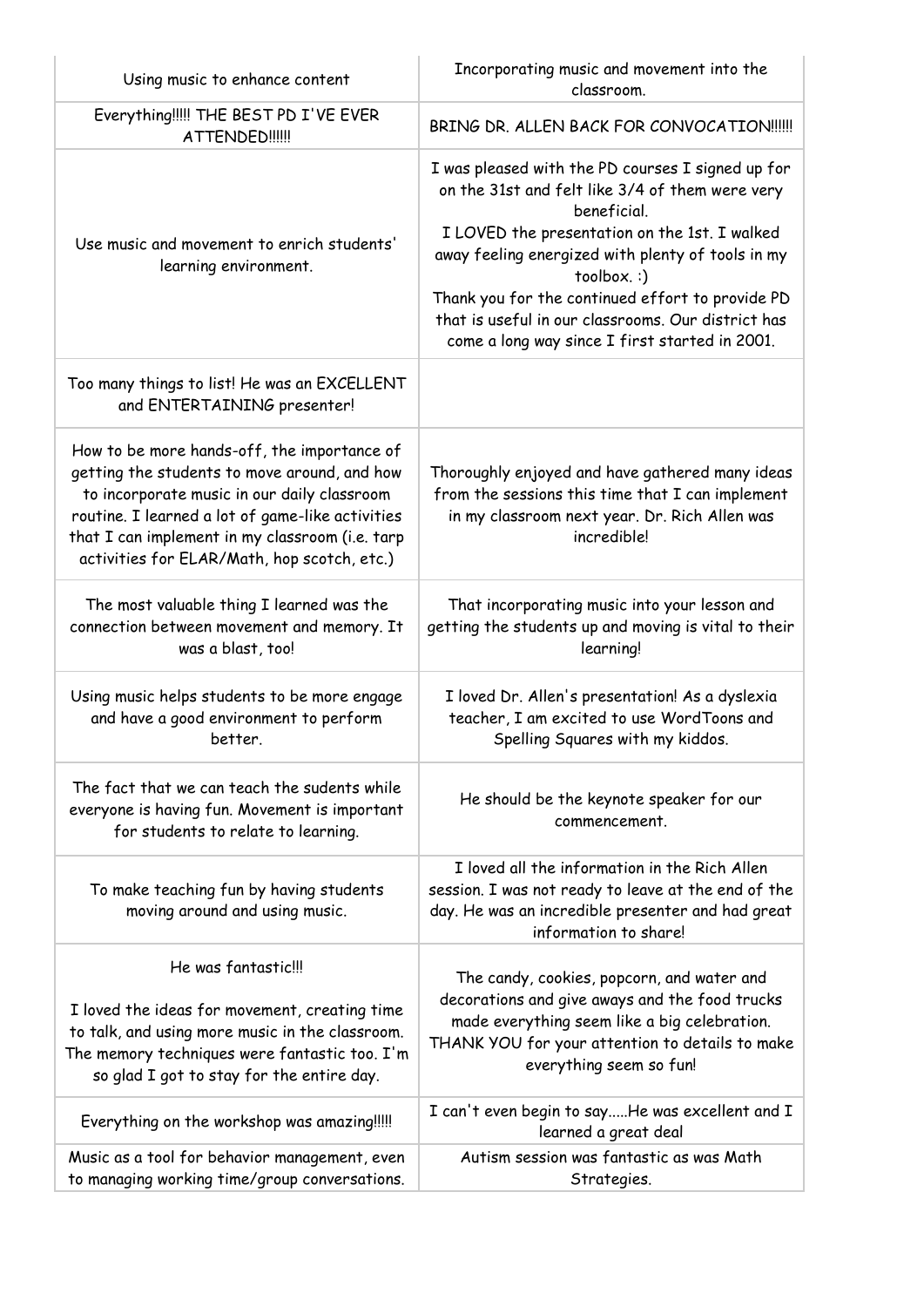| | |
|---|---|
| Using music to enhance content | Incorporating music and movement into the classroom. |
| Everything!!!!! THE BEST PD I'VE EVER ATTENDED!!!!!! | BRING DR. ALLEN BACK FOR CONVOCATION!!!!!! |
| Use music and movement to enrich students' learning environment. | I was pleased with the PD courses I signed up for on the 31st and felt like 3/4 of them were very beneficial.<br>I LOVED the presentation on the 1st. I walked away feeling energized with plenty of tools in my toolbox. :)<br>Thank you for the continued effort to provide PD that is useful in our classrooms. Our district has come a long way since I first started in 2001. |
| Too many things to list! He was an EXCELLENT and ENTERTAINING presenter! | |
| How to be more hands-off, the importance of getting the students to move around, and how to incorporate music in our daily classroom routine. I learned a lot of game-like activities that I can implement in my classroom (i.e. tarp activities for ELAR/Math, hop scotch, etc.) | Thoroughly enjoyed and have gathered many ideas from the sessions this time that I can implement in my classroom next year. Dr. Rich Allen was incredible! |
| The most valuable thing I learned was the connection between movement and memory. It was a blast, too! | That incorporating music into your lesson and getting the students up and moving is vital to their learning! |
| Using music helps students to be more engage and have a good environment to perform better. | I loved Dr. Allen's presentation! As a dyslexia teacher, I am excited to use WordToons and Spelling Squares with my kiddos. |
| The fact that we can teach the sudents while everyone is having fun. Movement is important for students to relate to learning. | He should be the keynote speaker for our commencement. |
| To make teaching fun by having students moving around and using music. | I loved all the information in the Rich Allen session. I was not ready to leave at the end of the day. He was an incredible presenter and had great information to share! |
| He was fantastic!!!<br><br>I loved the ideas for movement, creating time to talk, and using more music in the classroom. The memory techniques were fantastic too. I'm so glad I got to stay for the entire day. | The candy, cookies, popcorn, and water and decorations and give aways and the food trucks made everything seem like a big celebration. THANK YOU for your attention to details to make everything seem so fun! |
| Everything on the workshop was amazing!!!!! | I can't even begin to say.....He was excellent and I learned a great deal |
| Music as a tool for behavior management, even to managing working time/group conversations. | Autism session was fantastic as was Math Strategies. |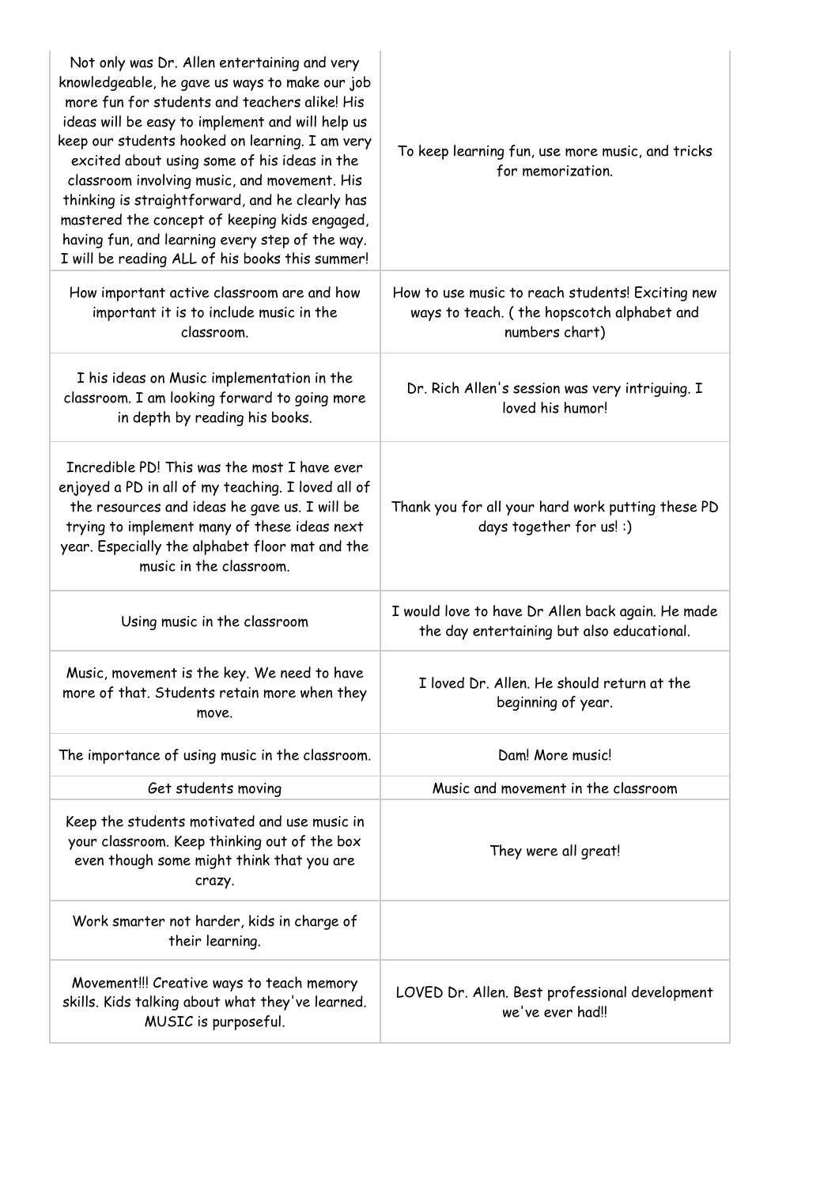| | |
|---|---|
| Not only was Dr. Allen entertaining and very knowledgeable, he gave us ways to make our job more fun for students and teachers alike! His ideas will be easy to implement and will help us keep our students hooked on learning. I am very excited about using some of his ideas in the classroom involving music, and movement. His thinking is straightforward, and he clearly has mastered the concept of keeping kids engaged, having fun, and learning every step of the way. I will be reading ALL of his books this summer! | To keep learning fun, use more music, and tricks for memorization. |
| How important active classroom are and how important it is to include music in the classroom. | How to use music to reach students! Exciting new ways to teach. ( the hopscotch alphabet and numbers chart) |
| I his ideas on Music implementation in the classroom. I am looking forward to going more in depth by reading his books. | Dr. Rich Allen's session was very intriguing. I loved his humor! |
| Incredible PD! This was the most I have ever enjoyed a PD in all of my teaching. I loved all of the resources and ideas he gave us. I will be trying to implement many of these ideas next year. Especially the alphabet floor mat and the music in the classroom. | Thank you for all your hard work putting these PD days together for us! :) |
| Using music in the classroom | I would love to have Dr Allen back again. He made the day entertaining but also educational. |
| Music, movement is the key. We need to have more of that. Students retain more when they move. | I loved Dr. Allen. He should return at the beginning of year. |
| The importance of using music in the classroom. | Dam! More music! |
| Get students moving | Music and movement in the classroom |
| Keep the students motivated and use music in your classroom. Keep thinking out of the box even though some might think that you are crazy. | They were all great! |
| Work smarter not harder, kids in charge of their learning. | |
| Movement!!! Creative ways to teach memory skills. Kids talking about what they've learned. MUSIC is purposeful. | LOVED Dr. Allen. Best professional development we've ever had!! |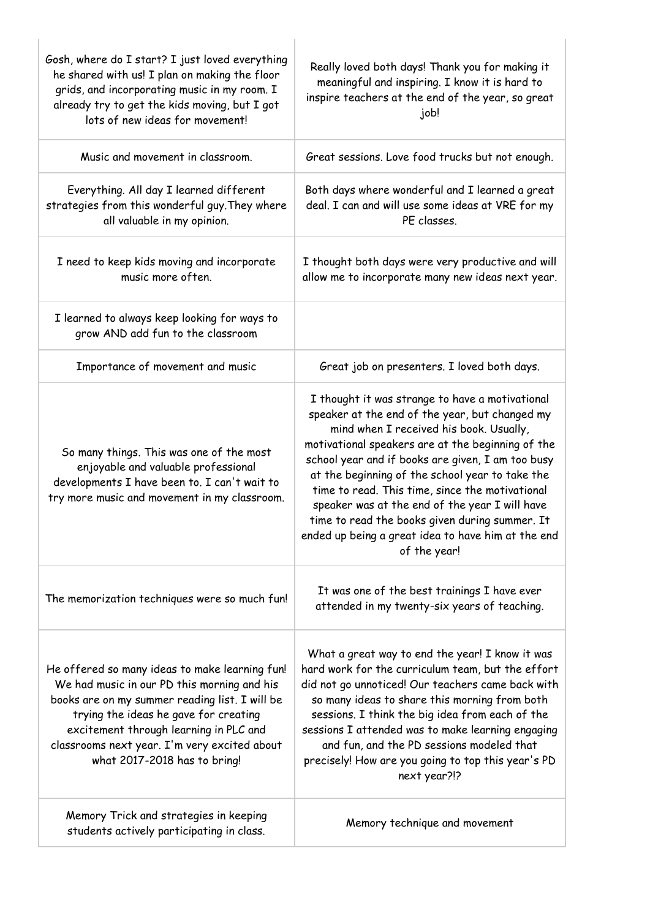| | |
|---|---|
| Gosh, where do I start? I just loved everything he shared with us! I plan on making the floor grids, and incorporating music in my room. I already try to get the kids moving, but I got lots of new ideas for movement! | Really loved both days! Thank you for making it meaningful and inspiring. I know it is hard to inspire teachers at the end of the year, so great job! |
| Music and movement in classroom. | Great sessions. Love food trucks but not enough. |
| Everything. All day I learned different strategies from this wonderful guy.They where all valuable in my opinion. | Both days where wonderful and I learned a great deal. I can and will use some ideas at VRE for my PE classes. |
| I need to keep kids moving and incorporate music more often. | I thought both days were very productive and will allow me to incorporate many new ideas next year. |
| I learned to always keep looking for ways to grow AND add fun to the classroom | |
| Importance of movement and music | Great job on presenters. I loved both days. |
| So many things. This was one of the most enjoyable and valuable professional developments I have been to. I can't wait to try more music and movement in my classroom. | I thought it was strange to have a motivational speaker at the end of the year, but changed my mind when I received his book. Usually, motivational speakers are at the beginning of the school year and if books are given, I am too busy at the beginning of the school year to take the time to read. This time, since the motivational speaker was at the end of the year I will have time to read the books given during summer. It ended up being a great idea to have him at the end of the year! |
| The memorization techniques were so much fun! | It was one of the best trainings I have ever attended in my twenty-six years of teaching. |
| He offered so many ideas to make learning fun! We had music in our PD this morning and his books are on my summer reading list. I will be trying the ideas he gave for creating excitement through learning in PLC and classrooms next year. I'm very excited about what 2017-2018 has to bring! | What a great way to end the year! I know it was hard work for the curriculum team, but the effort did not go unnoticed! Our teachers came back with so many ideas to share this morning from both sessions. I think the big idea from each of the sessions I attended was to make learning engaging and fun, and the PD sessions modeled that precisely! How are you going to top this year's PD next year?!? |
| Memory Trick and strategies in keeping students actively participating in class. | Memory technique and movement |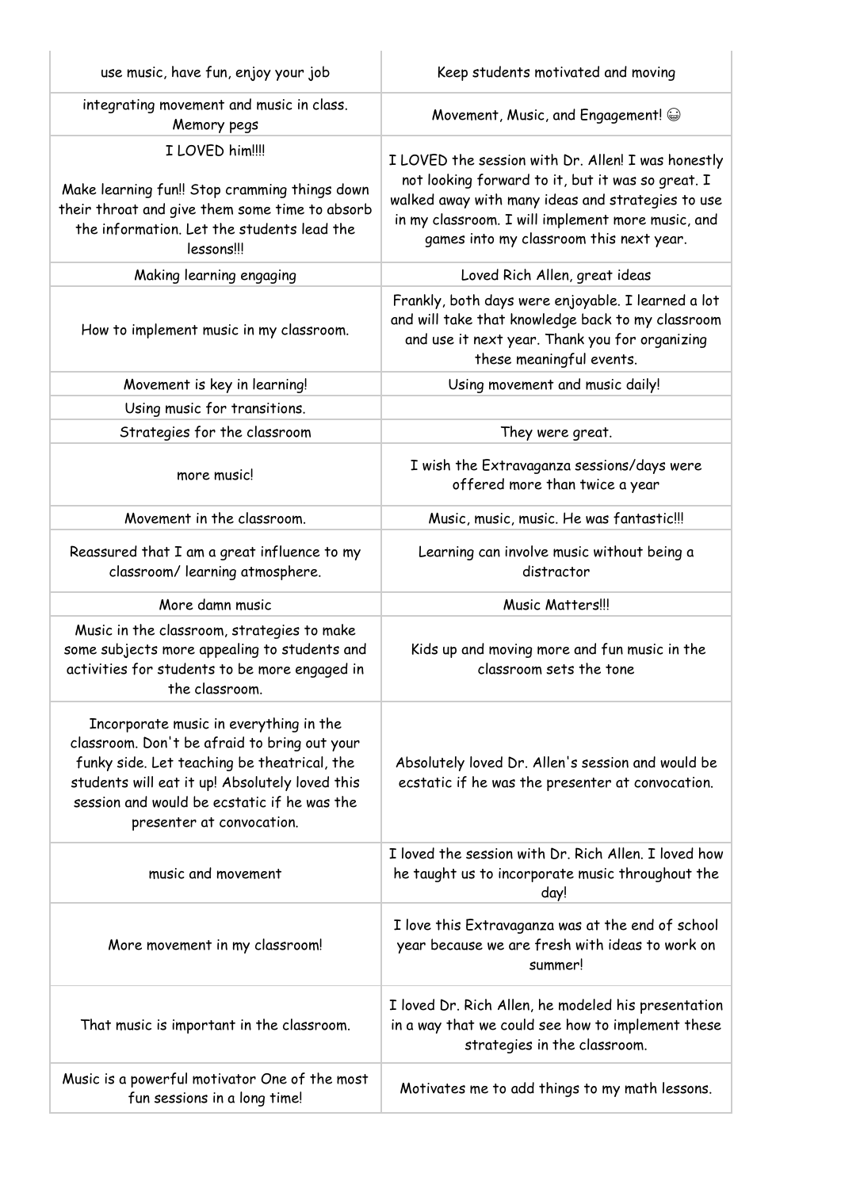| | |
|---|---|
| use music, have fun, enjoy your job | Keep students motivated and moving |
| integrating movement and music in class. Memory pegs | Movement, Music, and Engagement! 😀 |
| I LOVED him!!!! Make learning fun!! Stop cramming things down their throat and give them some time to absorb the information. Let the students lead the lessons!!! | I LOVED the session with Dr. Allen! I was honestly not looking forward to it, but it was so great. I walked away with many ideas and strategies to use in my classroom. I will implement more music, and games into my classroom this next year. |
| Making learning engaging | Loved Rich Allen, great ideas |
| How to implement music in my classroom. | Frankly, both days were enjoyable. I learned a lot and will take that knowledge back to my classroom and use it next year. Thank you for organizing these meaningful events. |
| Movement is key in learning! | Using movement and music daily! |
| Using music for transitions. | |
| Strategies for the classroom | They were great. |
| more music! | I wish the Extravaganza sessions/days were offered more than twice a year |
| Movement in the classroom. | Music, music, music. He was fantastic!!! |
| Reassured that I am a great influence to my classroom/ learning atmosphere. | Learning can involve music without being a distractor |
| More damn music | Music Matters!!! |
| Music in the classroom, strategies to make some subjects more appealing to students and activities for students to be more engaged in the classroom. | Kids up and moving more and fun music in the classroom sets the tone |
| Incorporate music in everything in the classroom. Don't be afraid to bring out your funky side. Let teaching be theatrical, the students will eat it up! Absolutely loved this session and would be ecstatic if he was the presenter at convocation. | Absolutely loved Dr. Allen's session and would be ecstatic if he was the presenter at convocation. |
| music and movement | I loved the session with Dr. Rich Allen. I loved how he taught us to incorporate music throughout the day! |
| More movement in my classroom! | I love this Extravaganza was at the end of school year because we are fresh with ideas to work on summer! |
| That music is important in the classroom. | I loved Dr. Rich Allen, he modeled his presentation in a way that we could see how to implement these strategies in the classroom. |
| Music is a powerful motivator One of the most fun sessions in a long time! | Motivates me to add things to my math lessons. |